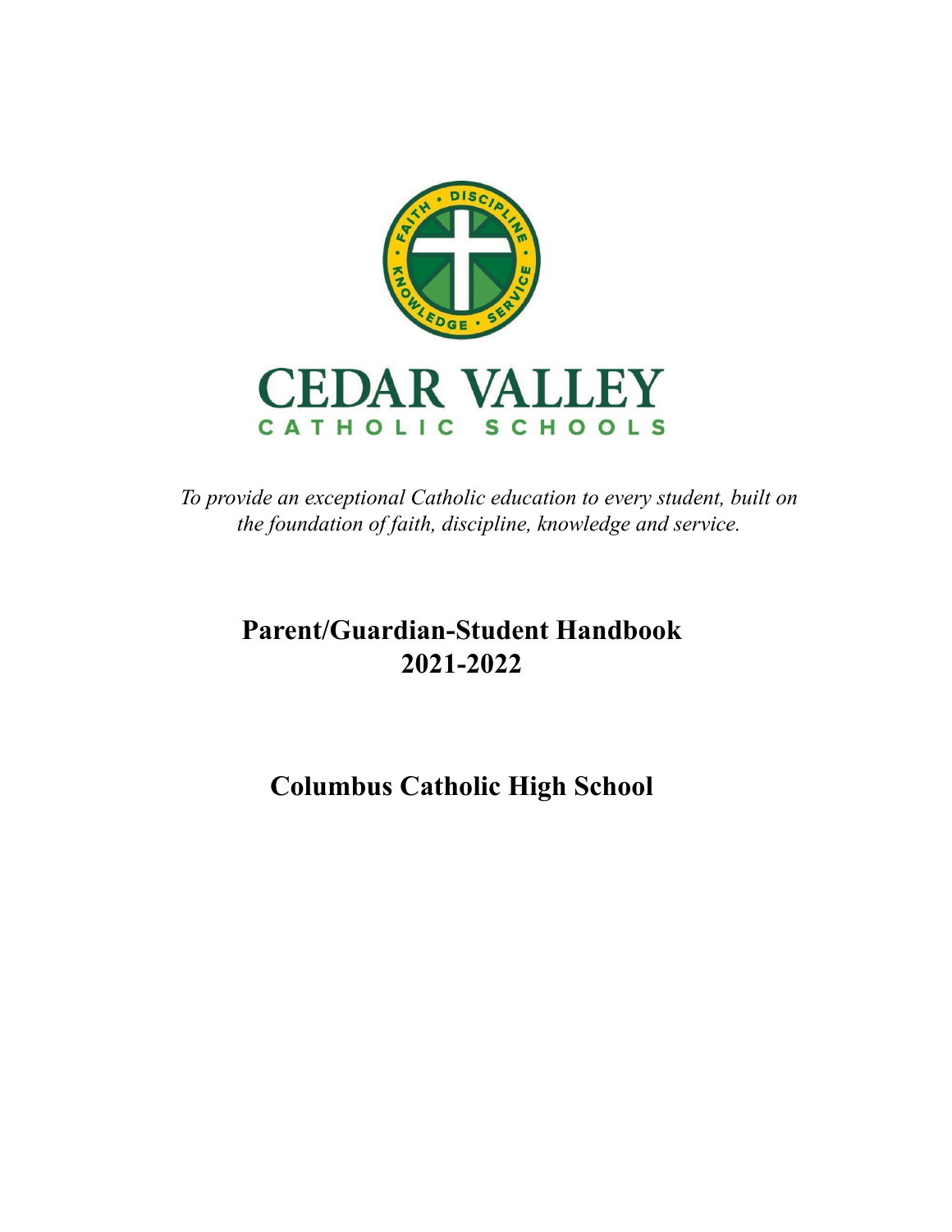# CEDAR VALLEY

CATHOLIC SCHOOLS

*To provide an exceptional Catholic education to every student, built on the foundation of faith, discipline, knowledge and service.*

## Parent/Guardian-Student Handbook
## 2021-2022

## Columbus Catholic High School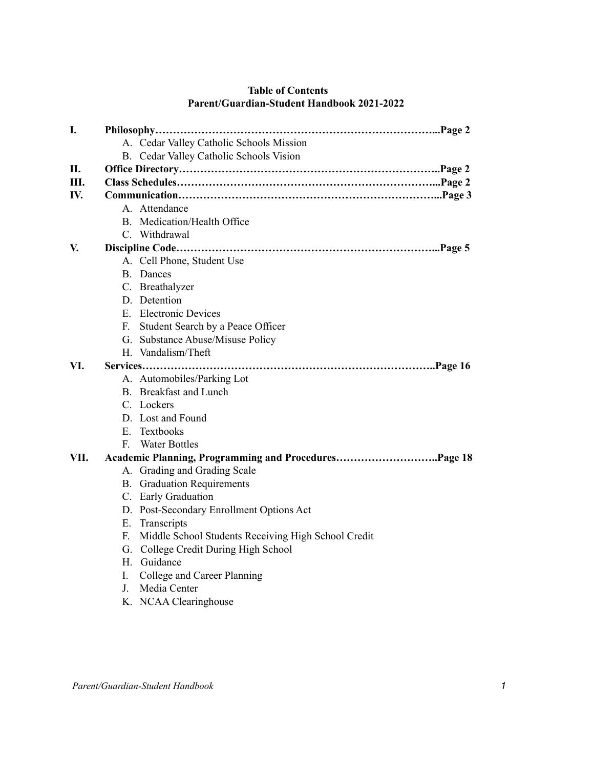**Table of Contents**
**Parent/Guardian-Student Handbook 2021-2022**

**I. Philosophy……………………………………………………………………...Page 2**
   A. Cedar Valley Catholic Schools Mission
   B. Cedar Valley Catholic Schools Vision

**II. Office Directory……………………………………………………………..Page 2**

**III. Class Schedules…………………………………………………………...Page 2**

**IV. Communication…………………………………………………………...Page 3**
   A. Attendance
   B. Medication/Health Office
   C. Withdrawal

**V. Discipline Code…………………………………………………………...Page 5**
   A. Cell Phone, Student Use
   B. Dances
   C. Breathalyzer
   D. Detention
   E. Electronic Devices
   F. Student Search by a Peace Officer
   G. Substance Abuse/Misuse Policy
   H. Vandalism/Theft

**VI. Services……………………………………………………………………..Page 16**
   A. Automobiles/Parking Lot
   B. Breakfast and Lunch
   C. Lockers
   D. Lost and Found
   E. Textbooks
   F. Water Bottles

**VII. Academic Planning, Programming and Procedures………………………..Page 18**
   A. Grading and Grading Scale
   B. Graduation Requirements
   C. Early Graduation
   D. Post-Secondary Enrollment Options Act
   E. Transcripts
   F. Middle School Students Receiving High School Credit
   G. College Credit During High School
   H. Guidance
   I. College and Career Planning
   J. Media Center
   K. NCAA Clearinghouse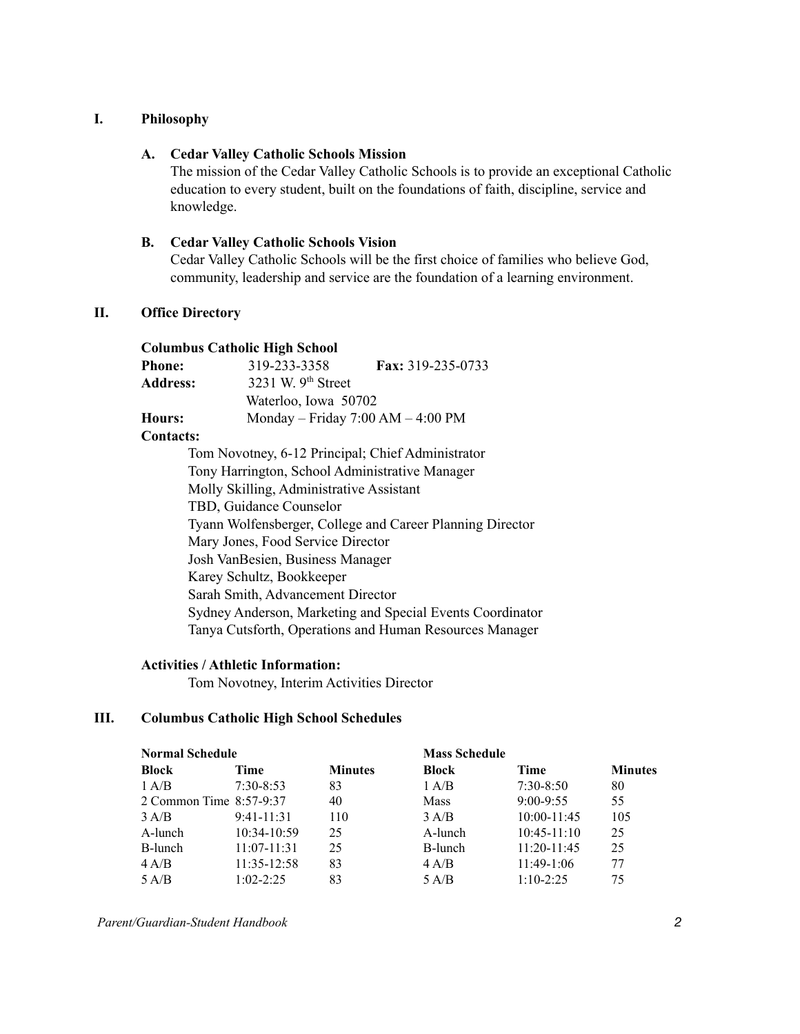## I. Philosophy

### A. Cedar Valley Catholic Schools Mission

The mission of the Cedar Valley Catholic Schools is to provide an exceptional Catholic education to every student, built on the foundations of faith, discipline, service and knowledge.

### B. Cedar Valley Catholic Schools Vision

Cedar Valley Catholic Schools will be the first choice of families who believe God, community, leadership and service are the foundation of a learning environment.

## II. Office Directory

**Columbus Catholic High School**

**Phone:** 319-233-3358 **Fax:** 319-235-0733

**Address:** 3231 W. 9th Street
Waterloo, Iowa 50702

**Hours:** Monday – Friday 7:00 AM – 4:00 PM

**Contacts:**

Tom Novotney, 6-12 Principal; Chief Administrator
Tony Harrington, School Administrative Manager
Molly Skilling, Administrative Assistant
TBD, Guidance Counselor
Tyann Wolfensberger, College and Career Planning Director
Mary Jones, Food Service Director
Josh VanBesien, Business Manager
Karey Schultz, Bookkeeper
Sarah Smith, Advancement Director
Sydney Anderson, Marketing and Special Events Coordinator
Tanya Cutsforth, Operations and Human Resources Manager

**Activities / Athletic Information:**

Tom Novotney, Interim Activities Director

## III. Columbus Catholic High School Schedules

**Normal Schedule**

| Block | Time | Minutes |
|---|---|---|
| 1 A/B | 7:30-8:53 | 83 |
| 2 Common Time | 8:57-9:37 | 40 |
| 3 A/B | 9:41-11:31 | 110 |
| A-lunch | 10:34-10:59 | 25 |
| B-lunch | 11:07-11:31 | 25 |
| 4 A/B | 11:35-12:58 | 83 |
| 5 A/B | 1:02-2:25 | 83 |

**Mass Schedule**

| Block | Time | Minutes |
|---|---|---|
| 1 A/B | 7:30-8:50 | 80 |
| Mass | 9:00-9:55 | 55 |
| 3 A/B | 10:00-11:45 | 105 |
| A-lunch | 10:45-11:10 | 25 |
| B-lunch | 11:20-11:45 | 25 |
| 4 A/B | 11:49-1:06 | 77 |
| 5 A/B | 1:10-2:25 | 75 |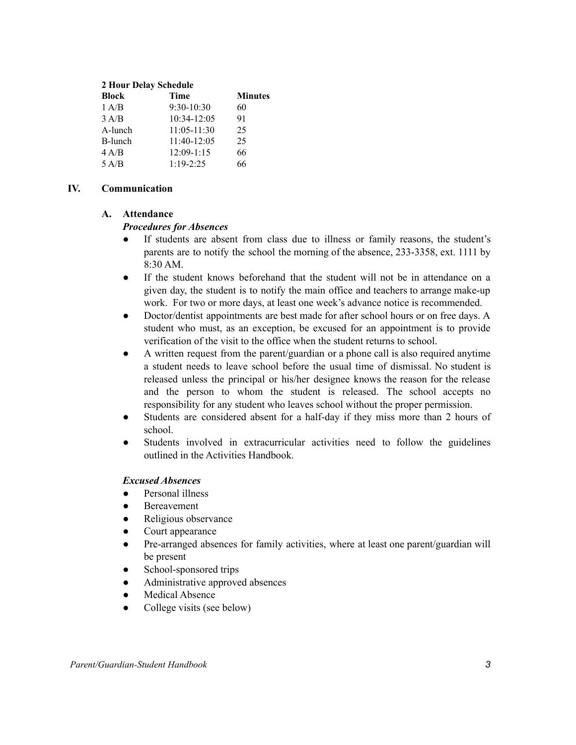**2 Hour Delay Schedule**

| Block | Time | Minutes |
| --- | --- | --- |
| 1 A/B | 9:30-10:30 | 60 |
| 3 A/B | 10:34-12:05 | 91 |
| A-lunch | 11:05-11:30 | 25 |
| B-lunch | 11:40-12:05 | 25 |
| 4 A/B | 12:09-1:15 | 66 |
| 5 A/B | 1:19-2:25 | 66 |

## IV. Communication

### A. Attendance

***Procedures for Absences***

- If students are absent from class due to illness or family reasons, the student's parents are to notify the school the morning of the absence, 233-3358, ext. 1111 by 8:30 AM.
- If the student knows beforehand that the student will not be in attendance on a given day, the student is to notify the main office and teachers to arrange make-up work. For two or more days, at least one week's advance notice is recommended.
- Doctor/dentist appointments are best made for after school hours or on free days. A student who must, as an exception, be excused for an appointment is to provide verification of the visit to the office when the student returns to school.
- A written request from the parent/guardian or a phone call is also required anytime a student needs to leave school before the usual time of dismissal. No student is released unless the principal or his/her designee knows the reason for the release and the person to whom the student is released. The school accepts no responsibility for any student who leaves school without the proper permission.
- Students are considered absent for a half-day if they miss more than 2 hours of school.
- Students involved in extracurricular activities need to follow the guidelines outlined in the Activities Handbook.

***Excused Absences***

- Personal illness
- Bereavement
- Religious observance
- Court appearance
- Pre-arranged absences for family activities, where at least one parent/guardian will be present
- School-sponsored trips
- Administrative approved absences
- Medical Absence
- College visits (see below)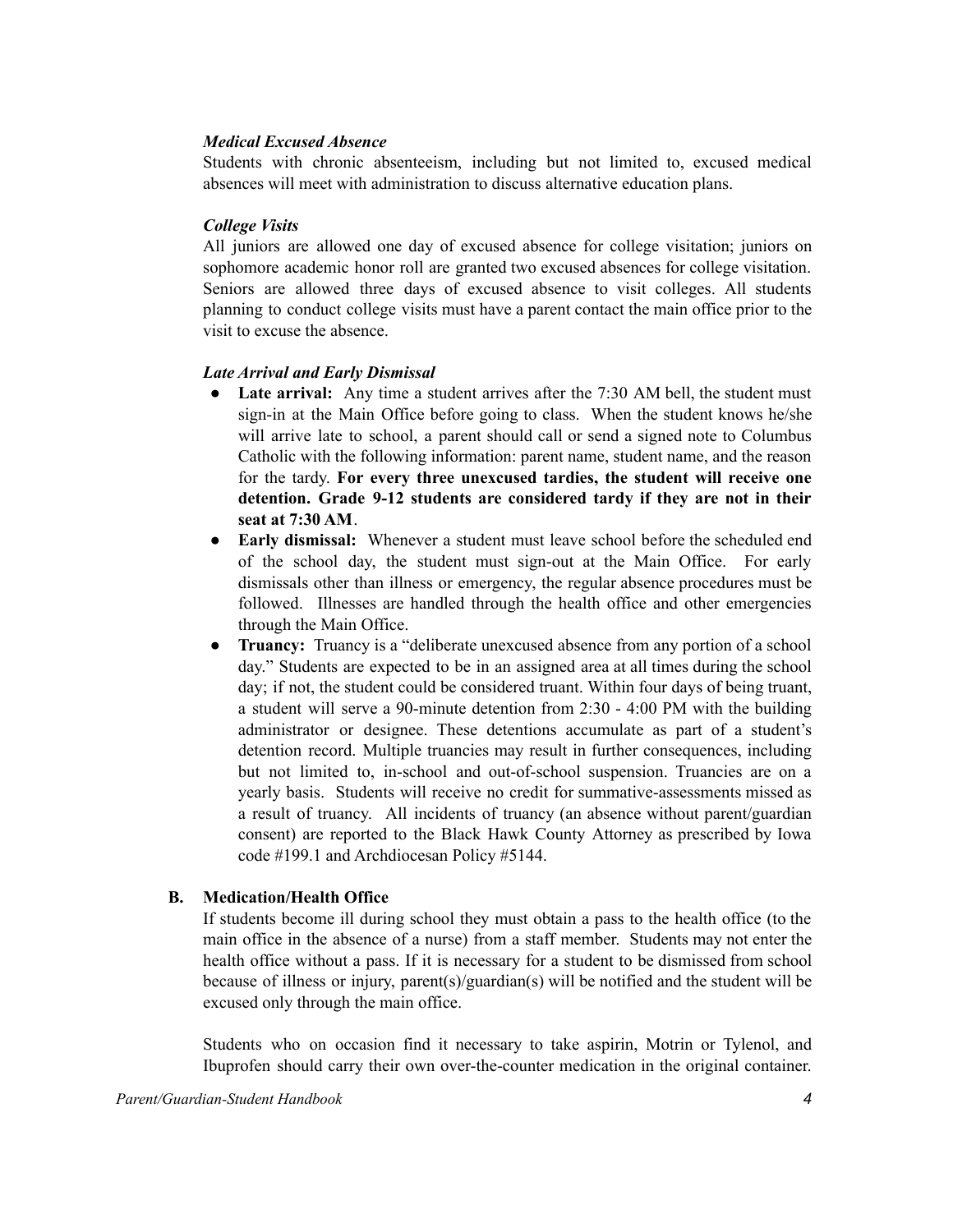### *Medical Excused Absence*

Students with chronic absenteeism, including but not limited to, excused medical absences will meet with administration to discuss alternative education plans.

### *College Visits*

All juniors are allowed one day of excused absence for college visitation; juniors on sophomore academic honor roll are granted two excused absences for college visitation. Seniors are allowed three days of excused absence to visit colleges. All students planning to conduct college visits must have a parent contact the main office prior to the visit to excuse the absence.

### *Late Arrival and Early Dismissal*

- **Late arrival:** Any time a student arrives after the 7:30 AM bell, the student must sign-in at the Main Office before going to class. When the student knows he/she will arrive late to school, a parent should call or send a signed note to Columbus Catholic with the following information: parent name, student name, and the reason for the tardy. **For every three unexcused tardies, the student will receive one detention. Grade 9-12 students are considered tardy if they are not in their seat at 7:30 AM**.
- **Early dismissal:** Whenever a student must leave school before the scheduled end of the school day, the student must sign-out at the Main Office. For early dismissals other than illness or emergency, the regular absence procedures must be followed. Illnesses are handled through the health office and other emergencies through the Main Office.
- **Truancy:** Truancy is a "deliberate unexcused absence from any portion of a school day." Students are expected to be in an assigned area at all times during the school day; if not, the student could be considered truant. Within four days of being truant, a student will serve a 90-minute detention from 2:30 - 4:00 PM with the building administrator or designee. These detentions accumulate as part of a student's detention record. Multiple truancies may result in further consequences, including but not limited to, in-school and out-of-school suspension. Truancies are on a yearly basis. Students will receive no credit for summative-assessments missed as a result of truancy. All incidents of truancy (an absence without parent/guardian consent) are reported to the Black Hawk County Attorney as prescribed by Iowa code #199.1 and Archdiocesan Policy #5144.

## B. Medication/Health Office

If students become ill during school they must obtain a pass to the health office (to the main office in the absence of a nurse) from a staff member. Students may not enter the health office without a pass. If it is necessary for a student to be dismissed from school because of illness or injury, parent(s)/guardian(s) will be notified and the student will be excused only through the main office.

Students who on occasion find it necessary to take aspirin, Motrin or Tylenol, and Ibuprofen should carry their own over-the-counter medication in the original container.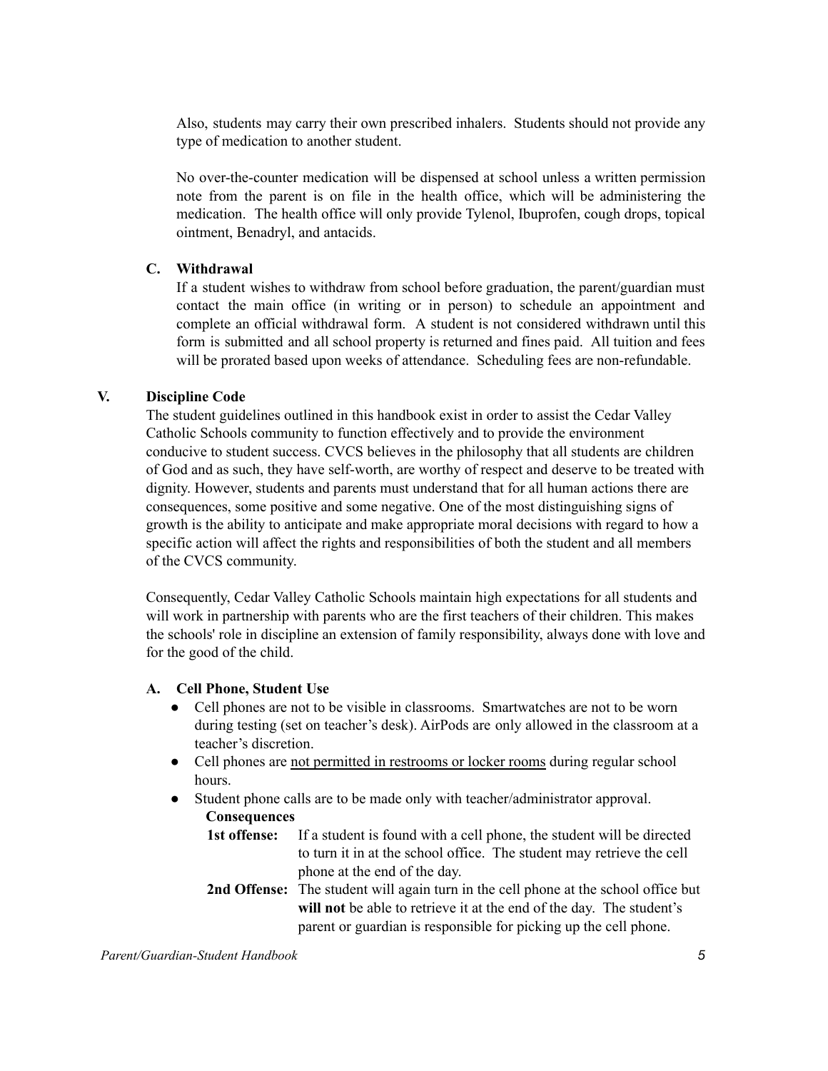Also, students may carry their own prescribed inhalers. Students should not provide any type of medication to another student.

No over-the-counter medication will be dispensed at school unless a written permission note from the parent is on file in the health office, which will be administering the medication. The health office will only provide Tylenol, Ibuprofen, cough drops, topical ointment, Benadryl, and antacids.

### C. Withdrawal

If a student wishes to withdraw from school before graduation, the parent/guardian must contact the main office (in writing or in person) to schedule an appointment and complete an official withdrawal form. A student is not considered withdrawn until this form is submitted and all school property is returned and fines paid. All tuition and fees will be prorated based upon weeks of attendance. Scheduling fees are non-refundable.

## V. Discipline Code

The student guidelines outlined in this handbook exist in order to assist the Cedar Valley Catholic Schools community to function effectively and to provide the environment conducive to student success. CVCS believes in the philosophy that all students are children of God and as such, they have self-worth, are worthy of respect and deserve to be treated with dignity. However, students and parents must understand that for all human actions there are consequences, some positive and some negative. One of the most distinguishing signs of growth is the ability to anticipate and make appropriate moral decisions with regard to how a specific action will affect the rights and responsibilities of both the student and all members of the CVCS community.

Consequently, Cedar Valley Catholic Schools maintain high expectations for all students and will work in partnership with parents who are the first teachers of their children. This makes the schools' role in discipline an extension of family responsibility, always done with love and for the good of the child.

### A. Cell Phone, Student Use

- Cell phones are not to be visible in classrooms. Smartwatches are not to be worn during testing (set on teacher's desk). AirPods are only allowed in the classroom at a teacher's discretion.
- Cell phones are not permitted in restrooms or locker rooms during regular school hours.
- Student phone calls are to be made only with teacher/administrator approval.

**Consequences**

**1st offense:** If a student is found with a cell phone, the student will be directed to turn it in at the school office. The student may retrieve the cell phone at the end of the day.

**2nd Offense:** The student will again turn in the cell phone at the school office but **will not** be able to retrieve it at the end of the day. The student's parent or guardian is responsible for picking up the cell phone.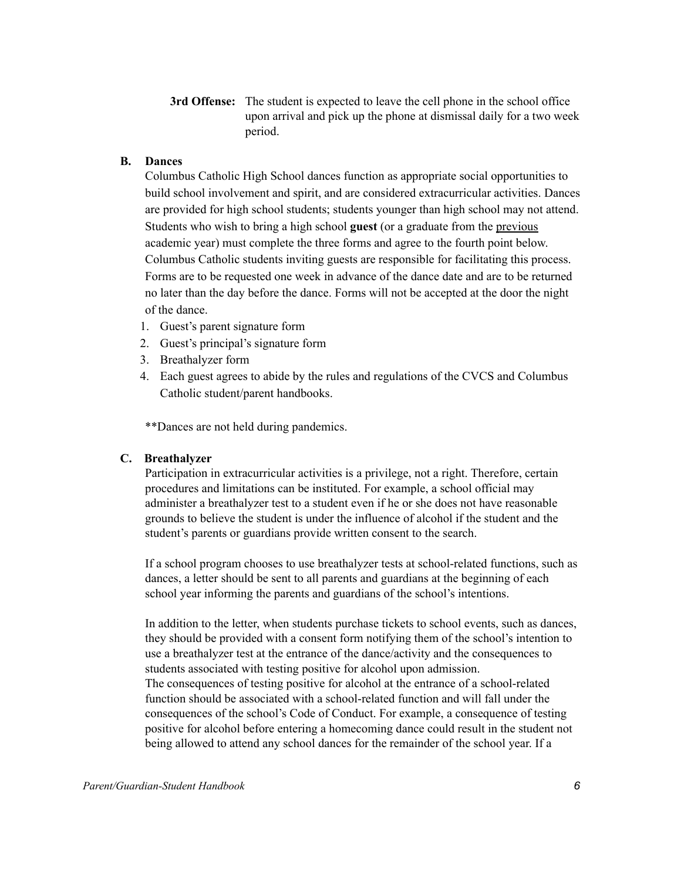**3rd Offense:** The student is expected to leave the cell phone in the school office upon arrival and pick up the phone at dismissal daily for a two week period.

### B. Dances

Columbus Catholic High School dances function as appropriate social opportunities to build school involvement and spirit, and are considered extracurricular activities. Dances are provided for high school students; students younger than high school may not attend. Students who wish to bring a high school **guest** (or a graduate from the previous academic year) must complete the three forms and agree to the fourth point below. Columbus Catholic students inviting guests are responsible for facilitating this process. Forms are to be requested one week in advance of the dance date and are to be returned no later than the day before the dance. Forms will not be accepted at the door the night of the dance.

1. Guest's parent signature form
2. Guest's principal's signature form
3. Breathalyzer form
4. Each guest agrees to abide by the rules and regulations of the CVCS and Columbus Catholic student/parent handbooks.

**Dances are not held during pandemics.

### C. Breathalyzer

Participation in extracurricular activities is a privilege, not a right. Therefore, certain procedures and limitations can be instituted. For example, a school official may administer a breathalyzer test to a student even if he or she does not have reasonable grounds to believe the student is under the influence of alcohol if the student and the student's parents or guardians provide written consent to the search.

If a school program chooses to use breathalyzer tests at school-related functions, such as dances, a letter should be sent to all parents and guardians at the beginning of each school year informing the parents and guardians of the school's intentions.

In addition to the letter, when students purchase tickets to school events, such as dances, they should be provided with a consent form notifying them of the school's intention to use a breathalyzer test at the entrance of the dance/activity and the consequences to students associated with testing positive for alcohol upon admission.
The consequences of testing positive for alcohol at the entrance of a school-related function should be associated with a school-related function and will fall under the consequences of the school's Code of Conduct. For example, a consequence of testing positive for alcohol before entering a homecoming dance could result in the student not being allowed to attend any school dances for the remainder of the school year. If a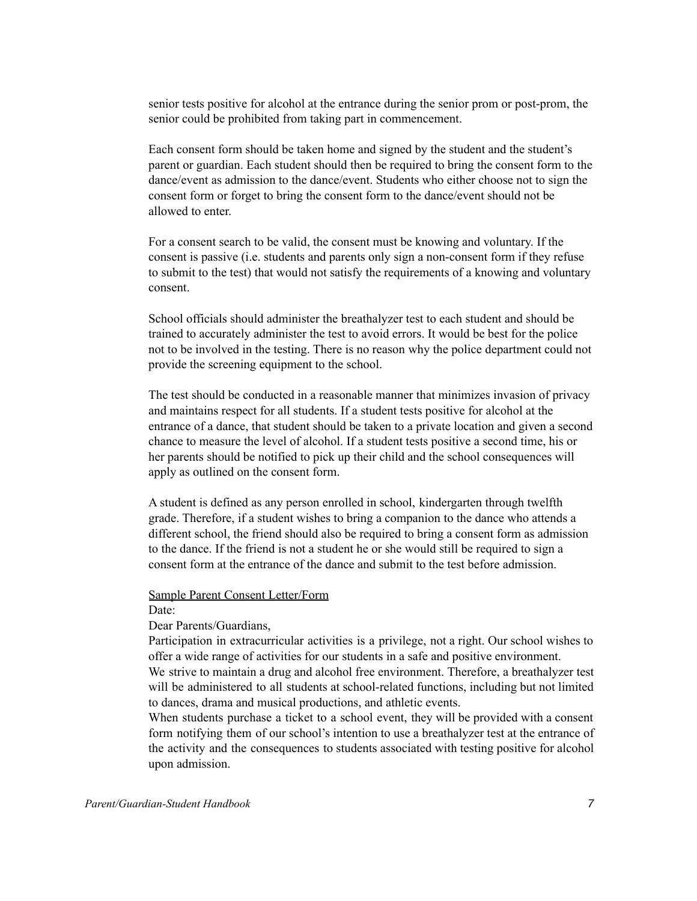senior tests positive for alcohol at the entrance during the senior prom or post-prom, the senior could be prohibited from taking part in commencement.

Each consent form should be taken home and signed by the student and the student's parent or guardian. Each student should then be required to bring the consent form to the dance/event as admission to the dance/event. Students who either choose not to sign the consent form or forget to bring the consent form to the dance/event should not be allowed to enter.

For a consent search to be valid, the consent must be knowing and voluntary. If the consent is passive (i.e. students and parents only sign a non-consent form if they refuse to submit to the test) that would not satisfy the requirements of a knowing and voluntary consent.

School officials should administer the breathalyzer test to each student and should be trained to accurately administer the test to avoid errors. It would be best for the police not to be involved in the testing. There is no reason why the police department could not provide the screening equipment to the school.

The test should be conducted in a reasonable manner that minimizes invasion of privacy and maintains respect for all students. If a student tests positive for alcohol at the entrance of a dance, that student should be taken to a private location and given a second chance to measure the level of alcohol. If a student tests positive a second time, his or her parents should be notified to pick up their child and the school consequences will apply as outlined on the consent form.

A student is defined as any person enrolled in school, kindergarten through twelfth grade. Therefore, if a student wishes to bring a companion to the dance who attends a different school, the friend should also be required to bring a consent form as admission to the dance. If the friend is not a student he or she would still be required to sign a consent form at the entrance of the dance and submit to the test before admission.

<u>Sample Parent Consent Letter/Form</u>

Date:

Dear Parents/Guardians,

Participation in extracurricular activities is a privilege, not a right. Our school wishes to offer a wide range of activities for our students in a safe and positive environment.

We strive to maintain a drug and alcohol free environment. Therefore, a breathalyzer test will be administered to all students at school-related functions, including but not limited to dances, drama and musical productions, and athletic events.

When students purchase a ticket to a school event, they will be provided with a consent form notifying them of our school's intention to use a breathalyzer test at the entrance of the activity and the consequences to students associated with testing positive for alcohol upon admission.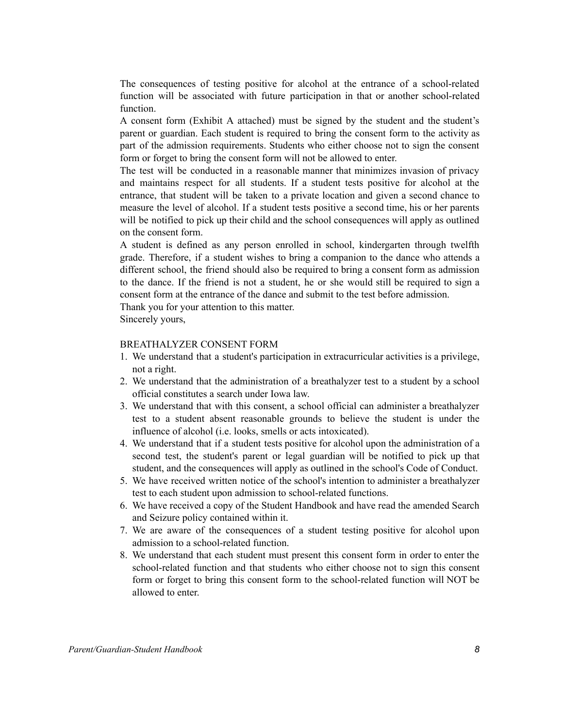The consequences of testing positive for alcohol at the entrance of a school-related function will be associated with future participation in that or another school-related function.

A consent form (Exhibit A attached) must be signed by the student and the student's parent or guardian. Each student is required to bring the consent form to the activity as part of the admission requirements. Students who either choose not to sign the consent form or forget to bring the consent form will not be allowed to enter.

The test will be conducted in a reasonable manner that minimizes invasion of privacy and maintains respect for all students. If a student tests positive for alcohol at the entrance, that student will be taken to a private location and given a second chance to measure the level of alcohol. If a student tests positive a second time, his or her parents will be notified to pick up their child and the school consequences will apply as outlined on the consent form.

A student is defined as any person enrolled in school, kindergarten through twelfth grade. Therefore, if a student wishes to bring a companion to the dance who attends a different school, the friend should also be required to bring a consent form as admission to the dance. If the friend is not a student, he or she would still be required to sign a consent form at the entrance of the dance and submit to the test before admission.

Thank you for your attention to this matter.

Sincerely yours,

BREATHALYZER CONSENT FORM

1. We understand that a student's participation in extracurricular activities is a privilege, not a right.
2. We understand that the administration of a breathalyzer test to a student by a school official constitutes a search under Iowa law.
3. We understand that with this consent, a school official can administer a breathalyzer test to a student absent reasonable grounds to believe the student is under the influence of alcohol (i.e. looks, smells or acts intoxicated).
4. We understand that if a student tests positive for alcohol upon the administration of a second test, the student's parent or legal guardian will be notified to pick up that student, and the consequences will apply as outlined in the school's Code of Conduct.
5. We have received written notice of the school's intention to administer a breathalyzer test to each student upon admission to school-related functions.
6. We have received a copy of the Student Handbook and have read the amended Search and Seizure policy contained within it.
7. We are aware of the consequences of a student testing positive for alcohol upon admission to a school-related function.
8. We understand that each student must present this consent form in order to enter the school-related function and that students who either choose not to sign this consent form or forget to bring this consent form to the school-related function will NOT be allowed to enter.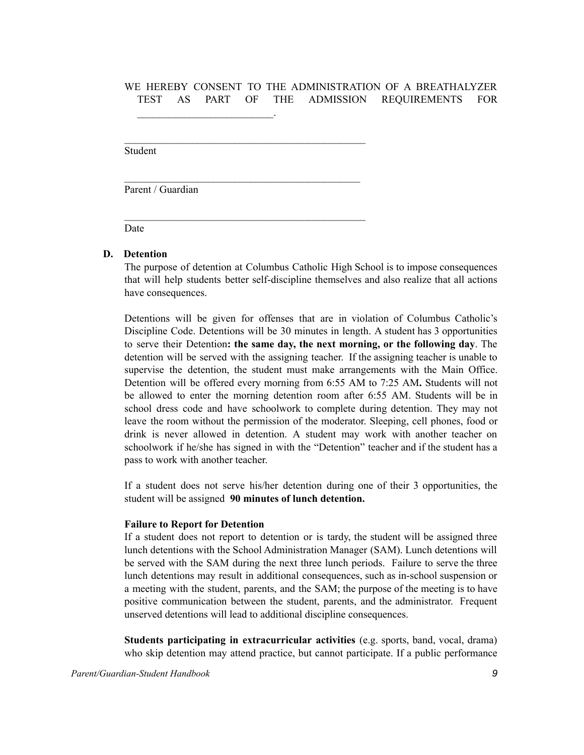WE HEREBY CONSENT TO THE ADMINISTRATION OF A BREATHALYZER TEST AS PART OF THE ADMISSION REQUIREMENTS FOR _________________________.

_______________________________________________
Student

______________________________________________
Parent / Guardian

_______________________________________________
Date

### D. Detention

The purpose of detention at Columbus Catholic High School is to impose consequences that will help students better self-discipline themselves and also realize that all actions have consequences.

Detentions will be given for offenses that are in violation of Columbus Catholic's Discipline Code. Detentions will be 30 minutes in length. A student has 3 opportunities to serve their Detention**: the same day, the next morning, or the following day**. The detention will be served with the assigning teacher. If the assigning teacher is unable to supervise the detention, the student must make arrangements with the Main Office. Detention will be offered every morning from 6:55 AM to 7:25 AM**.** Students will not be allowed to enter the morning detention room after 6:55 AM. Students will be in school dress code and have schoolwork to complete during detention. They may not leave the room without the permission of the moderator. Sleeping, cell phones, food or drink is never allowed in detention. A student may work with another teacher on schoolwork if he/she has signed in with the "Detention" teacher and if the student has a pass to work with another teacher.

If a student does not serve his/her detention during one of their 3 opportunities, the student will be assigned **90 minutes of lunch detention.**

**Failure to Report for Detention**

If a student does not report to detention or is tardy, the student will be assigned three lunch detentions with the School Administration Manager (SAM). Lunch detentions will be served with the SAM during the next three lunch periods. Failure to serve the three lunch detentions may result in additional consequences, such as in-school suspension or a meeting with the student, parents, and the SAM; the purpose of the meeting is to have positive communication between the student, parents, and the administrator. Frequent unserved detentions will lead to additional discipline consequences.

**Students participating in extracurricular activities** (e.g. sports, band, vocal, drama) who skip detention may attend practice, but cannot participate. If a public performance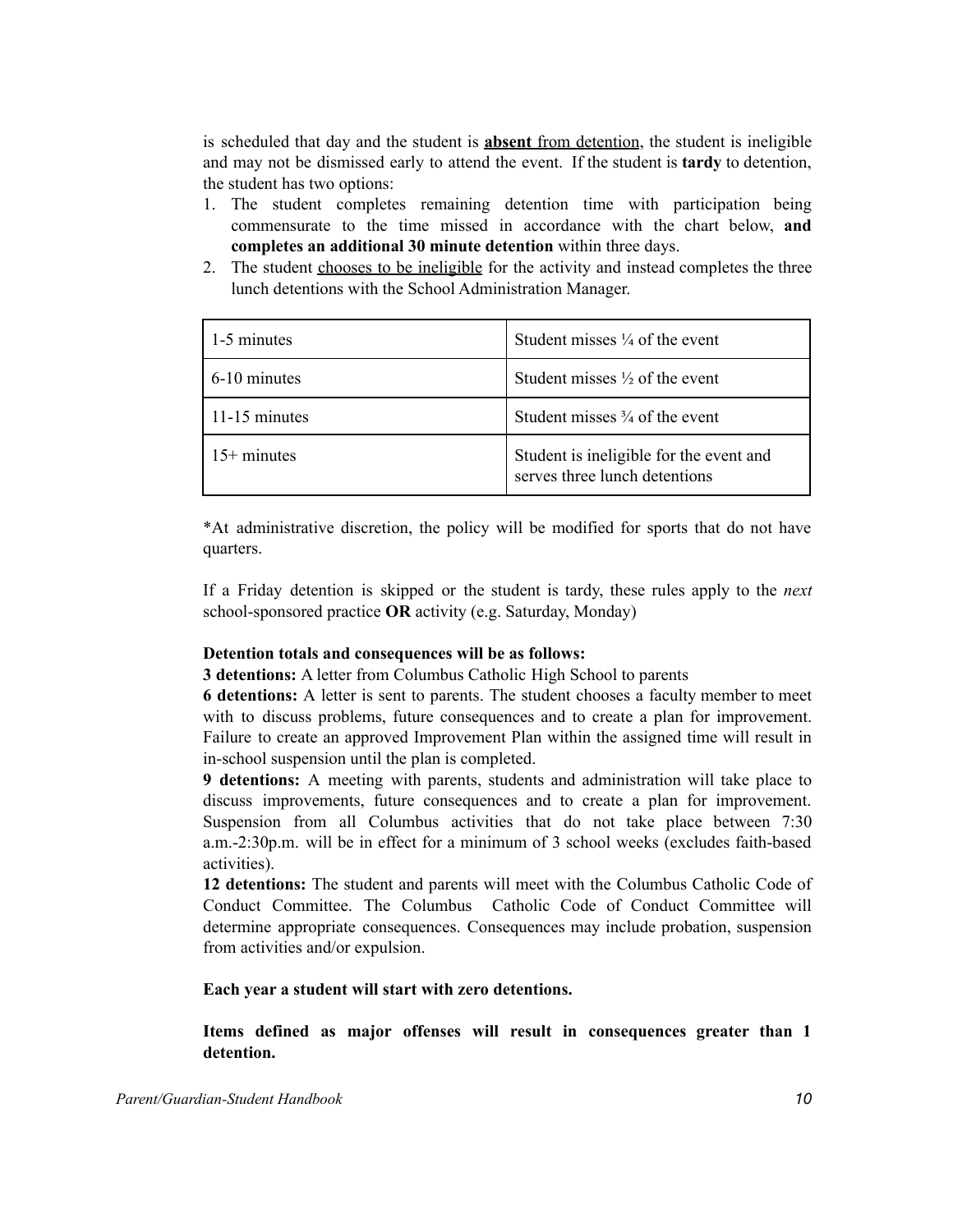is scheduled that day and the student is **absent** from detention, the student is ineligible and may not be dismissed early to attend the event. If the student is **tardy** to detention, the student has two options:

1. The student completes remaining detention time with participation being commensurate to the time missed in accordance with the chart below, **and completes an additional 30 minute detention** within three days.
2. The student chooses to be ineligible for the activity and instead completes the three lunch detentions with the School Administration Manager.

| 1-5 minutes | Student misses ¼ of the event |
|---|---|
| 6-10 minutes | Student misses ½ of the event |
| 11-15 minutes | Student misses ¾ of the event |
| 15+ minutes | Student is ineligible for the event and serves three lunch detentions |

*At administrative discretion, the policy will be modified for sports that do not have quarters.

If a Friday detention is skipped or the student is tardy, these rules apply to the *next* school-sponsored practice **OR** activity (e.g. Saturday, Monday)

**Detention totals and consequences will be as follows:**

**3 detentions:** A letter from Columbus Catholic High School to parents

**6 detentions:** A letter is sent to parents. The student chooses a faculty member to meet with to discuss problems, future consequences and to create a plan for improvement. Failure to create an approved Improvement Plan within the assigned time will result in in-school suspension until the plan is completed.

**9 detentions:** A meeting with parents, students and administration will take place to discuss improvements, future consequences and to create a plan for improvement. Suspension from all Columbus activities that do not take place between 7:30 a.m.-2:30p.m. will be in effect for a minimum of 3 school weeks (excludes faith-based activities).

**12 detentions:** The student and parents will meet with the Columbus Catholic Code of Conduct Committee. The Columbus Catholic Code of Conduct Committee will determine appropriate consequences. Consequences may include probation, suspension from activities and/or expulsion.

**Each year a student will start with zero detentions.**

**Items defined as major offenses will result in consequences greater than 1 detention.**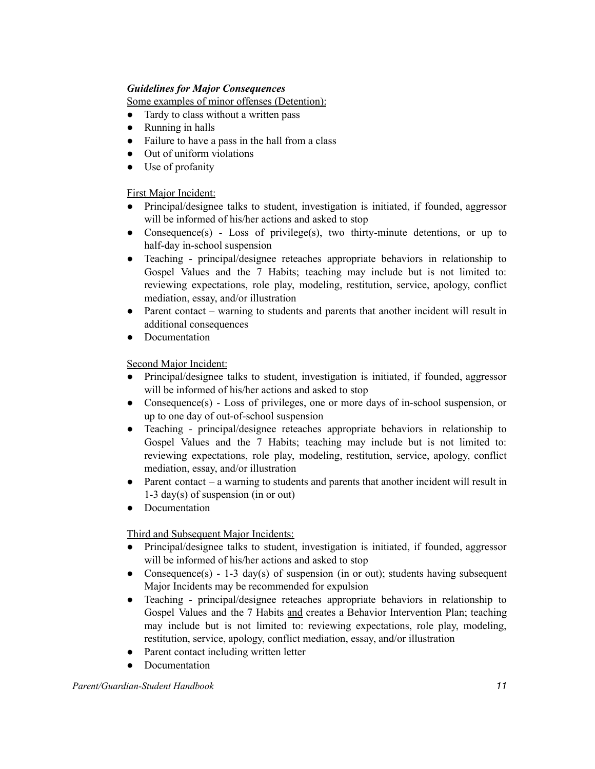***Guidelines for Major Consequences***

Some examples of minor offenses (Detention):

- Tardy to class without a written pass
- Running in halls
- Failure to have a pass in the hall from a class
- Out of uniform violations
- Use of profanity

First Major Incident:

- Principal/designee talks to student, investigation is initiated, if founded, aggressor will be informed of his/her actions and asked to stop
- Consequence(s) - Loss of privilege(s), two thirty-minute detentions, or up to half-day in-school suspension
- Teaching - principal/designee reteaches appropriate behaviors in relationship to Gospel Values and the 7 Habits; teaching may include but is not limited to: reviewing expectations, role play, modeling, restitution, service, apology, conflict mediation, essay, and/or illustration
- Parent contact – warning to students and parents that another incident will result in additional consequences
- Documentation

Second Major Incident:

- Principal/designee talks to student, investigation is initiated, if founded, aggressor will be informed of his/her actions and asked to stop
- Consequence(s) - Loss of privileges, one or more days of in-school suspension, or up to one day of out-of-school suspension
- Teaching - principal/designee reteaches appropriate behaviors in relationship to Gospel Values and the 7 Habits; teaching may include but is not limited to: reviewing expectations, role play, modeling, restitution, service, apology, conflict mediation, essay, and/or illustration
- Parent contact – a warning to students and parents that another incident will result in 1-3 day(s) of suspension (in or out)
- Documentation

Third and Subsequent Major Incidents:

- Principal/designee talks to student, investigation is initiated, if founded, aggressor will be informed of his/her actions and asked to stop
- Consequence(s) - 1-3 day(s) of suspension (in or out); students having subsequent Major Incidents may be recommended for expulsion
- Teaching - principal/designee reteaches appropriate behaviors in relationship to Gospel Values and the 7 Habits and creates a Behavior Intervention Plan; teaching may include but is not limited to: reviewing expectations, role play, modeling, restitution, service, apology, conflict mediation, essay, and/or illustration
- Parent contact including written letter
- Documentation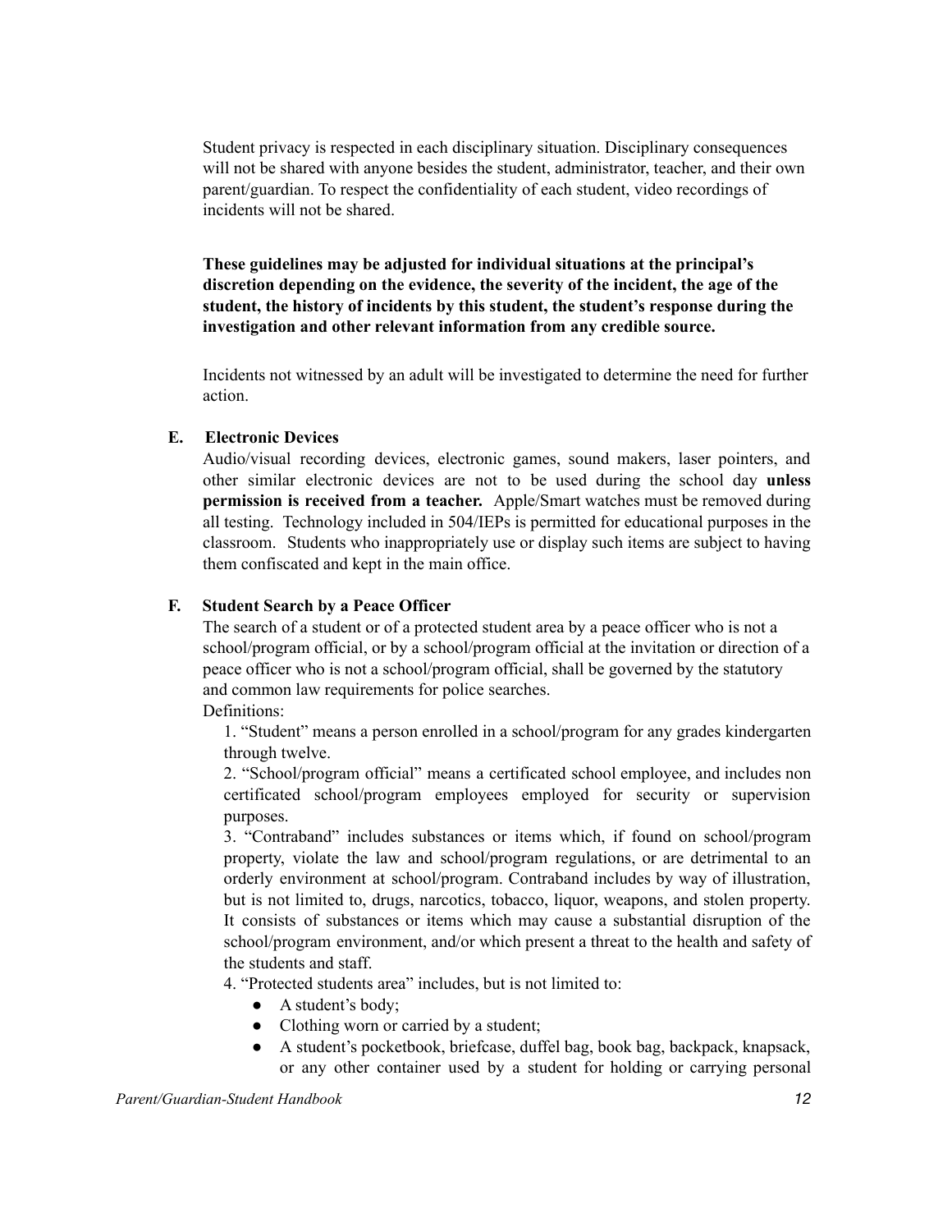Student privacy is respected in each disciplinary situation. Disciplinary consequences will not be shared with anyone besides the student, administrator, teacher, and their own parent/guardian. To respect the confidentiality of each student, video recordings of incidents will not be shared.

**These guidelines may be adjusted for individual situations at the principal's discretion depending on the evidence, the severity of the incident, the age of the student, the history of incidents by this student, the student's response during the investigation and other relevant information from any credible source.**

Incidents not witnessed by an adult will be investigated to determine the need for further action.

### E. Electronic Devices

Audio/visual recording devices, electronic games, sound makers, laser pointers, and other similar electronic devices are not to be used during the school day **unless permission is received from a teacher.** Apple/Smart watches must be removed during all testing. Technology included in 504/IEPs is permitted for educational purposes in the classroom. Students who inappropriately use or display such items are subject to having them confiscated and kept in the main office.

### F. Student Search by a Peace Officer

The search of a student or of a protected student area by a peace officer who is not a school/program official, or by a school/program official at the invitation or direction of a peace officer who is not a school/program official, shall be governed by the statutory and common law requirements for police searches.

Definitions:

1. "Student" means a person enrolled in a school/program for any grades kindergarten through twelve.
2. "School/program official" means a certificated school employee, and includes non certificated school/program employees employed for security or supervision purposes.
3. "Contraband" includes substances or items which, if found on school/program property, violate the law and school/program regulations, or are detrimental to an orderly environment at school/program. Contraband includes by way of illustration, but is not limited to, drugs, narcotics, tobacco, liquor, weapons, and stolen property. It consists of substances or items which may cause a substantial disruption of the school/program environment, and/or which present a threat to the health and safety of the students and staff.
4. "Protected students area" includes, but is not limited to:
   - A student's body;
   - Clothing worn or carried by a student;
   - A student's pocketbook, briefcase, duffel bag, book bag, backpack, knapsack, or any other container used by a student for holding or carrying personal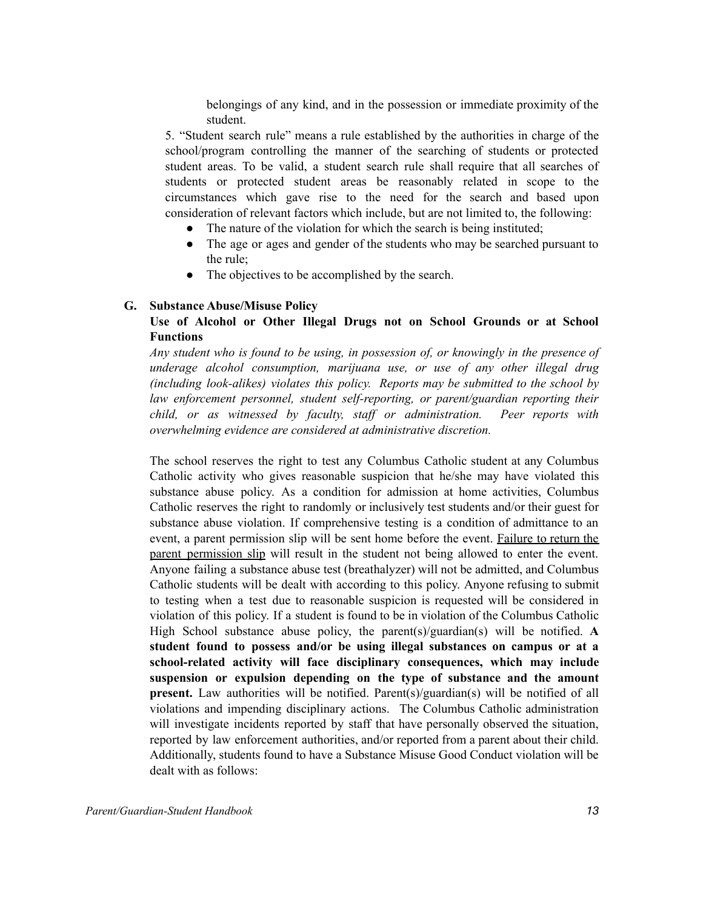belongings of any kind, and in the possession or immediate proximity of the student.

5. "Student search rule" means a rule established by the authorities in charge of the school/program controlling the manner of the searching of students or protected student areas. To be valid, a student search rule shall require that all searches of students or protected student areas be reasonably related in scope to the circumstances which gave rise to the need for the search and based upon consideration of relevant factors which include, but are not limited to, the following:

- The nature of the violation for which the search is being instituted;
- The age or ages and gender of the students who may be searched pursuant to the rule;
- The objectives to be accomplished by the search.

### G. Substance Abuse/Misuse Policy

**Use of Alcohol or Other Illegal Drugs not on School Grounds or at School Functions**

*Any student who is found to be using, in possession of, or knowingly in the presence of underage alcohol consumption, marijuana use, or use of any other illegal drug (including look-alikes) violates this policy. Reports may be submitted to the school by law enforcement personnel, student self-reporting, or parent/guardian reporting their child, or as witnessed by faculty, staff or administration. Peer reports with overwhelming evidence are considered at administrative discretion.*

The school reserves the right to test any Columbus Catholic student at any Columbus Catholic activity who gives reasonable suspicion that he/she may have violated this substance abuse policy. As a condition for admission at home activities, Columbus Catholic reserves the right to randomly or inclusively test students and/or their guest for substance abuse violation. If comprehensive testing is a condition of admittance to an event, a parent permission slip will be sent home before the event. Failure to return the parent permission slip will result in the student not being allowed to enter the event. Anyone failing a substance abuse test (breathalyzer) will not be admitted, and Columbus Catholic students will be dealt with according to this policy. Anyone refusing to submit to testing when a test due to reasonable suspicion is requested will be considered in violation of this policy. If a student is found to be in violation of the Columbus Catholic High School substance abuse policy, the parent(s)/guardian(s) will be notified. **A student found to possess and/or be using illegal substances on campus or at a school-related activity will face disciplinary consequences, which may include suspension or expulsion depending on the type of substance and the amount present.** Law authorities will be notified. Parent(s)/guardian(s) will be notified of all violations and impending disciplinary actions. The Columbus Catholic administration will investigate incidents reported by staff that have personally observed the situation, reported by law enforcement authorities, and/or reported from a parent about their child. Additionally, students found to have a Substance Misuse Good Conduct violation will be dealt with as follows: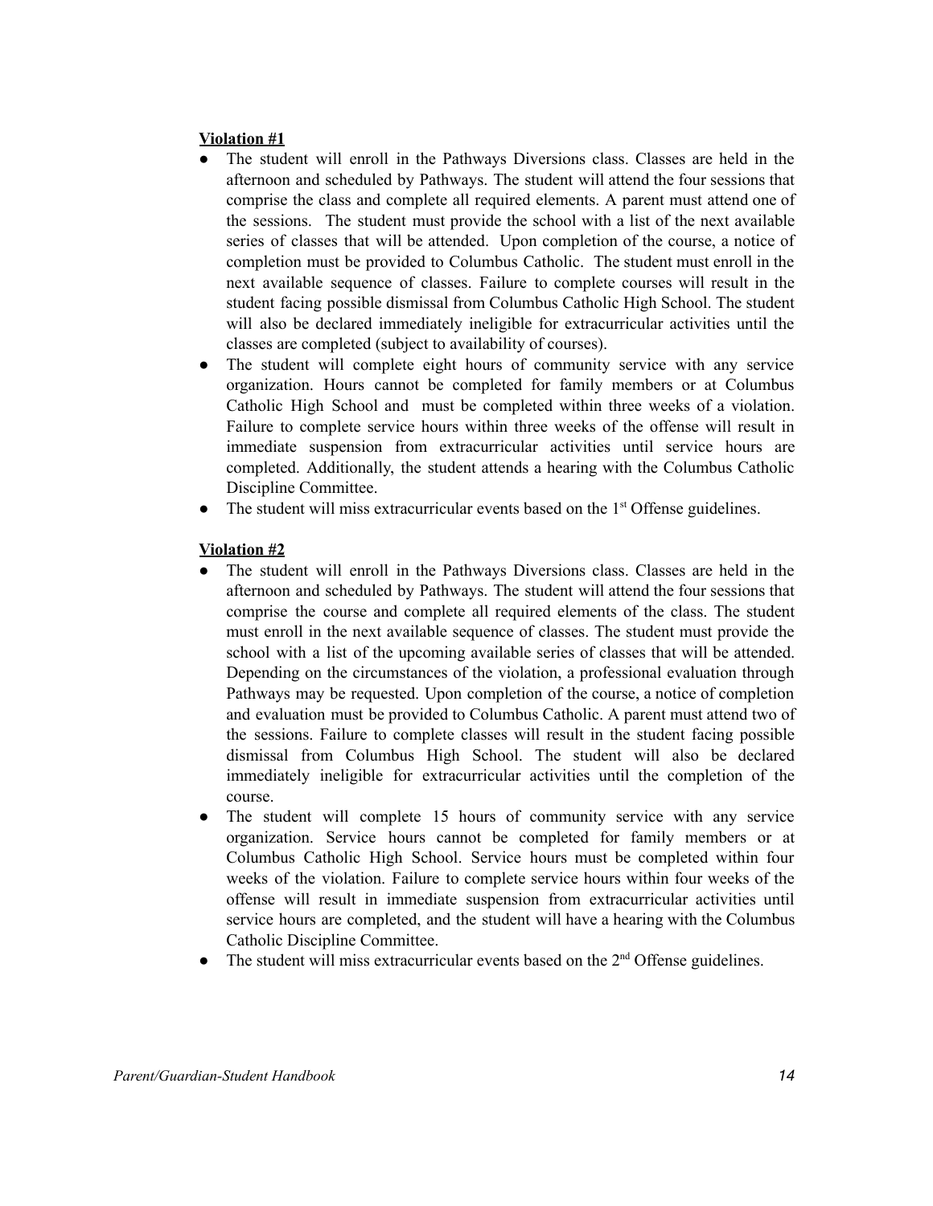**Violation #1**

- The student will enroll in the Pathways Diversions class. Classes are held in the afternoon and scheduled by Pathways. The student will attend the four sessions that comprise the class and complete all required elements. A parent must attend one of the sessions. The student must provide the school with a list of the next available series of classes that will be attended. Upon completion of the course, a notice of completion must be provided to Columbus Catholic. The student must enroll in the next available sequence of classes. Failure to complete courses will result in the student facing possible dismissal from Columbus Catholic High School. The student will also be declared immediately ineligible for extracurricular activities until the classes are completed (subject to availability of courses).
- The student will complete eight hours of community service with any service organization. Hours cannot be completed for family members or at Columbus Catholic High School and must be completed within three weeks of a violation. Failure to complete service hours within three weeks of the offense will result in immediate suspension from extracurricular activities until service hours are completed. Additionally, the student attends a hearing with the Columbus Catholic Discipline Committee.
- The student will miss extracurricular events based on the 1st Offense guidelines.

**Violation #2**

- The student will enroll in the Pathways Diversions class. Classes are held in the afternoon and scheduled by Pathways. The student will attend the four sessions that comprise the course and complete all required elements of the class. The student must enroll in the next available sequence of classes. The student must provide the school with a list of the upcoming available series of classes that will be attended. Depending on the circumstances of the violation, a professional evaluation through Pathways may be requested. Upon completion of the course, a notice of completion and evaluation must be provided to Columbus Catholic. A parent must attend two of the sessions. Failure to complete classes will result in the student facing possible dismissal from Columbus High School. The student will also be declared immediately ineligible for extracurricular activities until the completion of the course.
- The student will complete 15 hours of community service with any service organization. Service hours cannot be completed for family members or at Columbus Catholic High School. Service hours must be completed within four weeks of the violation. Failure to complete service hours within four weeks of the offense will result in immediate suspension from extracurricular activities until service hours are completed, and the student will have a hearing with the Columbus Catholic Discipline Committee.
- The student will miss extracurricular events based on the 2nd Offense guidelines.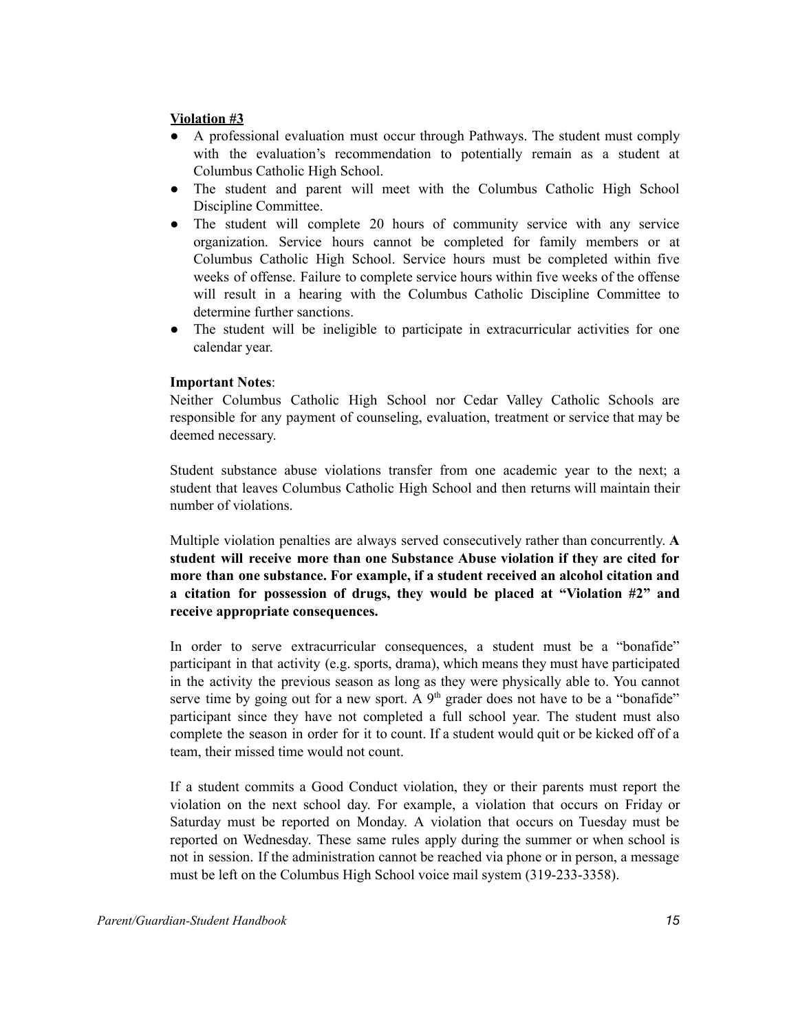**Violation #3**

- A professional evaluation must occur through Pathways. The student must comply with the evaluation's recommendation to potentially remain as a student at Columbus Catholic High School.
- The student and parent will meet with the Columbus Catholic High School Discipline Committee.
- The student will complete 20 hours of community service with any service organization. Service hours cannot be completed for family members or at Columbus Catholic High School. Service hours must be completed within five weeks of offense. Failure to complete service hours within five weeks of the offense will result in a hearing with the Columbus Catholic Discipline Committee to determine further sanctions.
- The student will be ineligible to participate in extracurricular activities for one calendar year.

**Important Notes**:

Neither Columbus Catholic High School nor Cedar Valley Catholic Schools are responsible for any payment of counseling, evaluation, treatment or service that may be deemed necessary.

Student substance abuse violations transfer from one academic year to the next; a student that leaves Columbus Catholic High School and then returns will maintain their number of violations.

Multiple violation penalties are always served consecutively rather than concurrently. **A student will receive more than one Substance Abuse violation if they are cited for more than one substance. For example, if a student received an alcohol citation and a citation for possession of drugs, they would be placed at "Violation #2" and receive appropriate consequences.**

In order to serve extracurricular consequences, a student must be a "bonafide" participant in that activity (e.g. sports, drama), which means they must have participated in the activity the previous season as long as they were physically able to. You cannot serve time by going out for a new sport. A 9th grader does not have to be a "bonafide" participant since they have not completed a full school year. The student must also complete the season in order for it to count. If a student would quit or be kicked off of a team, their missed time would not count.

If a student commits a Good Conduct violation, they or their parents must report the violation on the next school day. For example, a violation that occurs on Friday or Saturday must be reported on Monday. A violation that occurs on Tuesday must be reported on Wednesday. These same rules apply during the summer or when school is not in session. If the administration cannot be reached via phone or in person, a message must be left on the Columbus High School voice mail system (319-233-3358).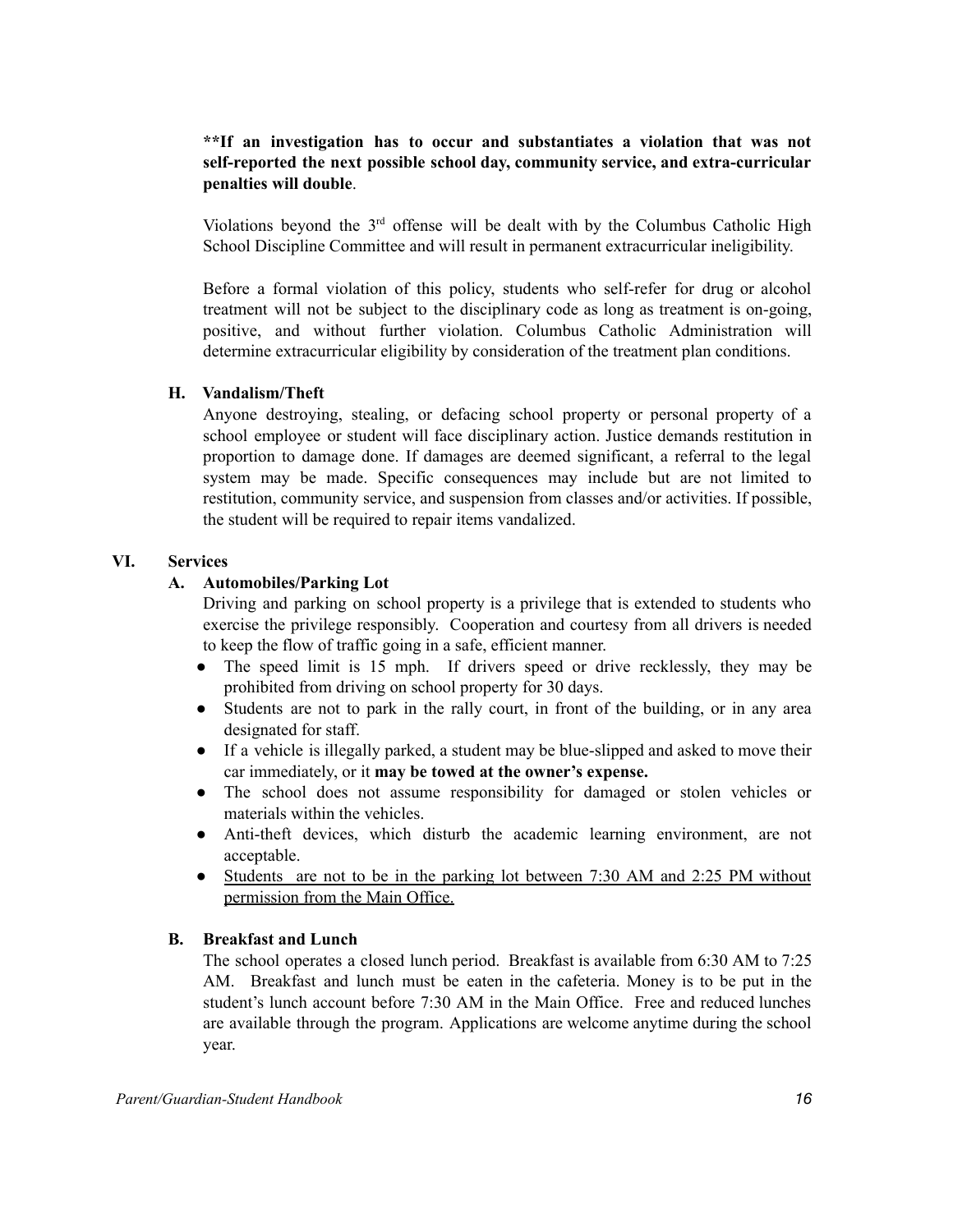**\*\*If an investigation has to occur and substantiates a violation that was not self-reported the next possible school day, community service, and extra-curricular penalties will double**.

Violations beyond the 3rd offense will be dealt with by the Columbus Catholic High School Discipline Committee and will result in permanent extracurricular ineligibility.

Before a formal violation of this policy, students who self-refer for drug or alcohol treatment will not be subject to the disciplinary code as long as treatment is on-going, positive, and without further violation. Columbus Catholic Administration will determine extracurricular eligibility by consideration of the treatment plan conditions.

### H. Vandalism/Theft

Anyone destroying, stealing, or defacing school property or personal property of a school employee or student will face disciplinary action. Justice demands restitution in proportion to damage done. If damages are deemed significant, a referral to the legal system may be made. Specific consequences may include but are not limited to restitution, community service, and suspension from classes and/or activities. If possible, the student will be required to repair items vandalized.

## VI. Services

### A. Automobiles/Parking Lot

Driving and parking on school property is a privilege that is extended to students who exercise the privilege responsibly. Cooperation and courtesy from all drivers is needed to keep the flow of traffic going in a safe, efficient manner.

- The speed limit is 15 mph. If drivers speed or drive recklessly, they may be prohibited from driving on school property for 30 days.
- Students are not to park in the rally court, in front of the building, or in any area designated for staff.
- If a vehicle is illegally parked, a student may be blue-slipped and asked to move their car immediately, or it **may be towed at the owner's expense.**
- The school does not assume responsibility for damaged or stolen vehicles or materials within the vehicles.
- Anti-theft devices, which disturb the academic learning environment, are not acceptable.
- <u>Students are not to be in the parking lot between 7:30 AM and 2:25 PM without permission from the Main Office.</u>

### B. Breakfast and Lunch

The school operates a closed lunch period. Breakfast is available from 6:30 AM to 7:25 AM. Breakfast and lunch must be eaten in the cafeteria. Money is to be put in the student's lunch account before 7:30 AM in the Main Office. Free and reduced lunches are available through the program. Applications are welcome anytime during the school year.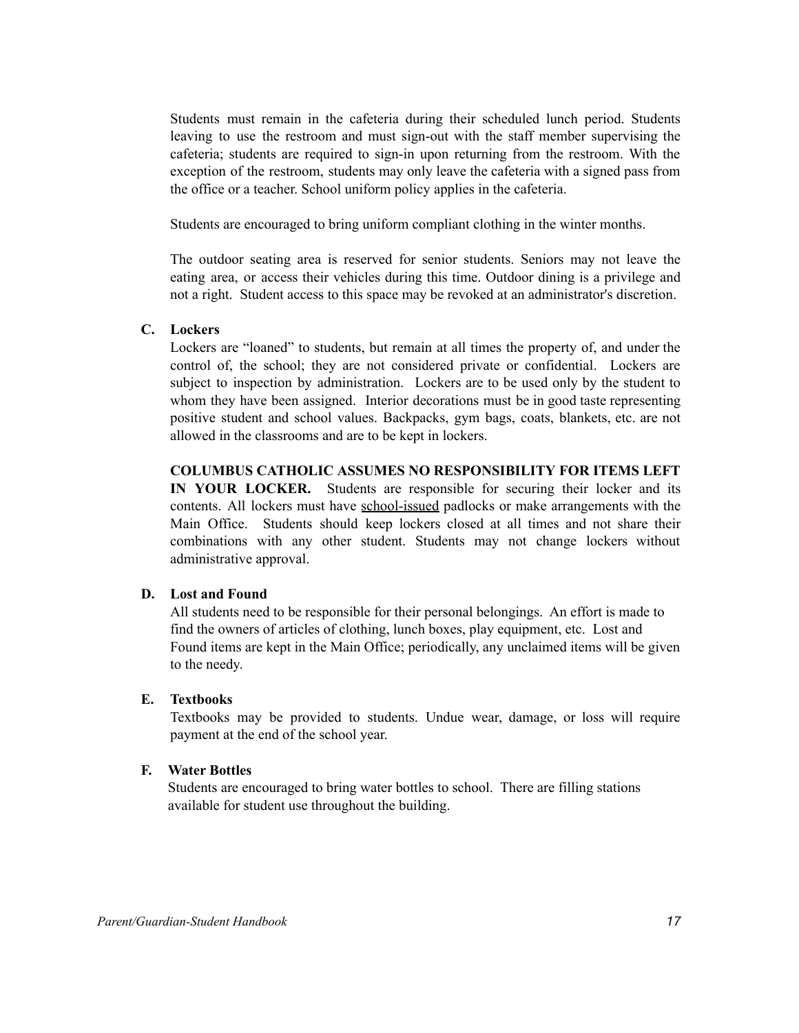Students must remain in the cafeteria during their scheduled lunch period. Students leaving to use the restroom and must sign-out with the staff member supervising the cafeteria; students are required to sign-in upon returning from the restroom. With the exception of the restroom, students may only leave the cafeteria with a signed pass from the office or a teacher. School uniform policy applies in the cafeteria.

Students are encouraged to bring uniform compliant clothing in the winter months.

The outdoor seating area is reserved for senior students. Seniors may not leave the eating area, or access their vehicles during this time. Outdoor dining is a privilege and not a right. Student access to this space may be revoked at an administrator's discretion.

### C. Lockers

Lockers are "loaned" to students, but remain at all times the property of, and under the control of, the school; they are not considered private or confidential. Lockers are subject to inspection by administration. Lockers are to be used only by the student to whom they have been assigned. Interior decorations must be in good taste representing positive student and school values. Backpacks, gym bags, coats, blankets, etc. are not allowed in the classrooms and are to be kept in lockers.

**COLUMBUS CATHOLIC ASSUMES NO RESPONSIBILITY FOR ITEMS LEFT IN YOUR LOCKER.** Students are responsible for securing their locker and its contents. All lockers must have <u>school-issued</u> padlocks or make arrangements with the Main Office. Students should keep lockers closed at all times and not share their combinations with any other student. Students may not change lockers without administrative approval.

### D. Lost and Found

All students need to be responsible for their personal belongings. An effort is made to find the owners of articles of clothing, lunch boxes, play equipment, etc. Lost and Found items are kept in the Main Office; periodically, any unclaimed items will be given to the needy.

### E. Textbooks

Textbooks may be provided to students. Undue wear, damage, or loss will require payment at the end of the school year.

### F. Water Bottles

Students are encouraged to bring water bottles to school. There are filling stations available for student use throughout the building.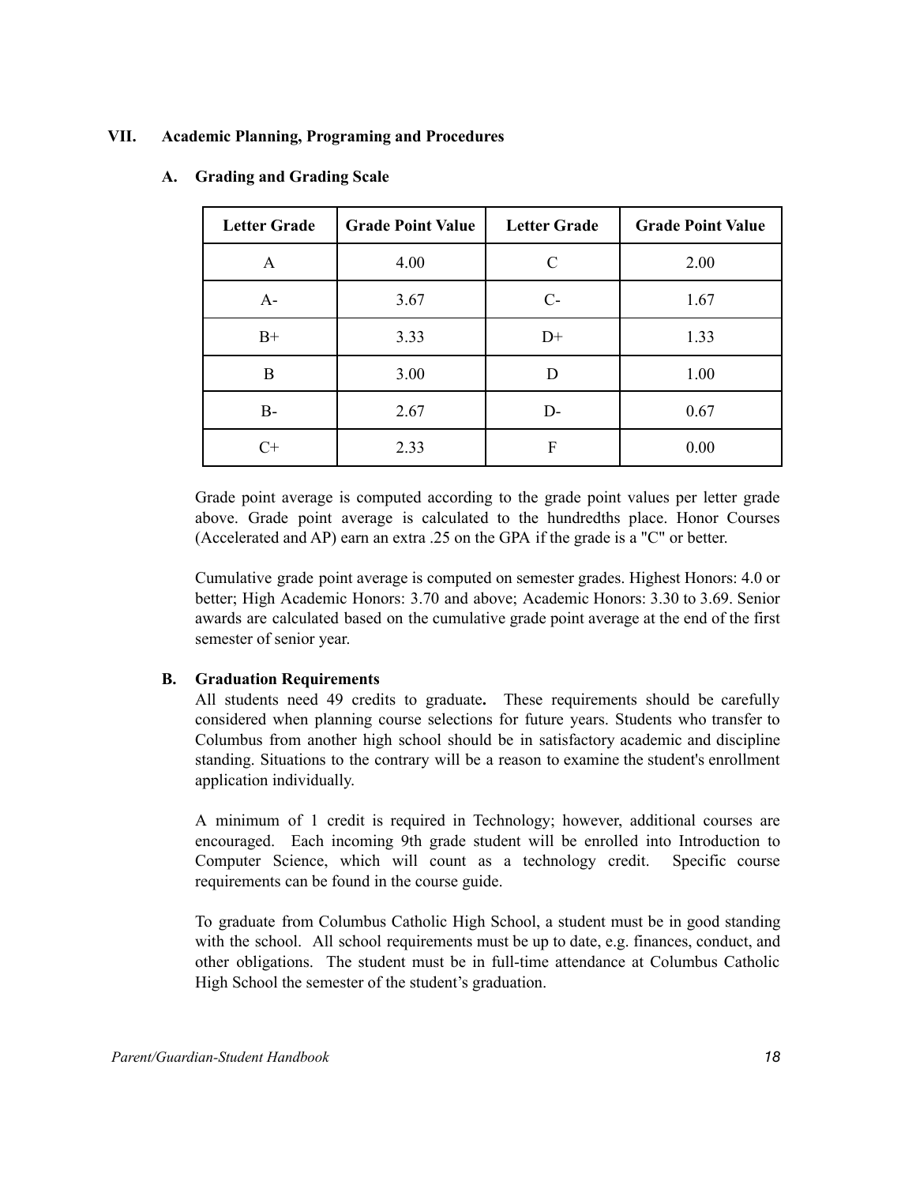## VII. Academic Planning, Programing and Procedures

### A. Grading and Grading Scale

| Letter Grade | Grade Point Value | Letter Grade | Grade Point Value |
|---|---|---|---|
| A | 4.00 | C | 2.00 |
| A- | 3.67 | C- | 1.67 |
| B+ | 3.33 | D+ | 1.33 |
| B | 3.00 | D | 1.00 |
| B- | 2.67 | D- | 0.67 |
| C+ | 2.33 | F | 0.00 |

Grade point average is computed according to the grade point values per letter grade above. Grade point average is calculated to the hundredths place. Honor Courses (Accelerated and AP) earn an extra .25 on the GPA if the grade is a "C" or better.

Cumulative grade point average is computed on semester grades. Highest Honors: 4.0 or better; High Academic Honors: 3.70 and above; Academic Honors: 3.30 to 3.69. Senior awards are calculated based on the cumulative grade point average at the end of the first semester of senior year.

### B. Graduation Requirements

All students need 49 credits to graduate**.** These requirements should be carefully considered when planning course selections for future years. Students who transfer to Columbus from another high school should be in satisfactory academic and discipline standing. Situations to the contrary will be a reason to examine the student's enrollment application individually.

A minimum of 1 credit is required in Technology; however, additional courses are encouraged. Each incoming 9th grade student will be enrolled into Introduction to Computer Science, which will count as a technology credit. Specific course requirements can be found in the course guide.

To graduate from Columbus Catholic High School, a student must be in good standing with the school. All school requirements must be up to date, e.g. finances, conduct, and other obligations. The student must be in full-time attendance at Columbus Catholic High School the semester of the student's graduation.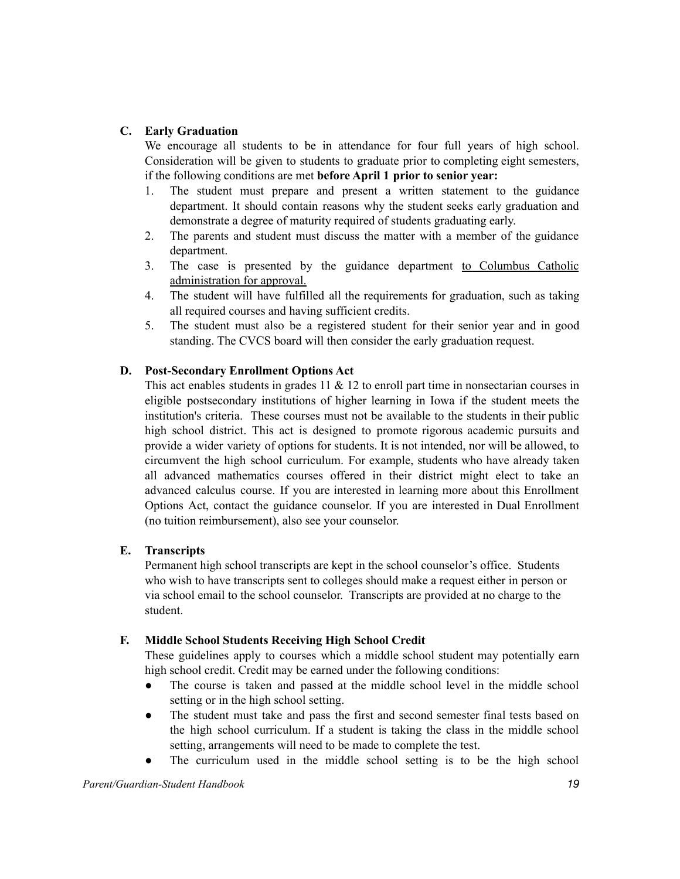### C. Early Graduation

We encourage all students to be in attendance for four full years of high school. Consideration will be given to students to graduate prior to completing eight semesters, if the following conditions are met **before April 1 prior to senior year:**

1. The student must prepare and present a written statement to the guidance department. It should contain reasons why the student seeks early graduation and demonstrate a degree of maturity required of students graduating early.
2. The parents and student must discuss the matter with a member of the guidance department.
3. The case is presented by the guidance department <u>to Columbus Catholic administration for approval.</u>
4. The student will have fulfilled all the requirements for graduation, such as taking all required courses and having sufficient credits.
5. The student must also be a registered student for their senior year and in good standing. The CVCS board will then consider the early graduation request.

### D. Post-Secondary Enrollment Options Act

This act enables students in grades 11 & 12 to enroll part time in nonsectarian courses in eligible postsecondary institutions of higher learning in Iowa if the student meets the institution's criteria. These courses must not be available to the students in their public high school district. This act is designed to promote rigorous academic pursuits and provide a wider variety of options for students. It is not intended, nor will be allowed, to circumvent the high school curriculum. For example, students who have already taken all advanced mathematics courses offered in their district might elect to take an advanced calculus course. If you are interested in learning more about this Enrollment Options Act, contact the guidance counselor. If you are interested in Dual Enrollment (no tuition reimbursement), also see your counselor.

### E. Transcripts

Permanent high school transcripts are kept in the school counselor's office. Students who wish to have transcripts sent to colleges should make a request either in person or via school email to the school counselor. Transcripts are provided at no charge to the student.

### F. Middle School Students Receiving High School Credit

These guidelines apply to courses which a middle school student may potentially earn high school credit. Credit may be earned under the following conditions:

- The course is taken and passed at the middle school level in the middle school setting or in the high school setting.
- The student must take and pass the first and second semester final tests based on the high school curriculum. If a student is taking the class in the middle school setting, arrangements will need to be made to complete the test.
- The curriculum used in the middle school setting is to be the high school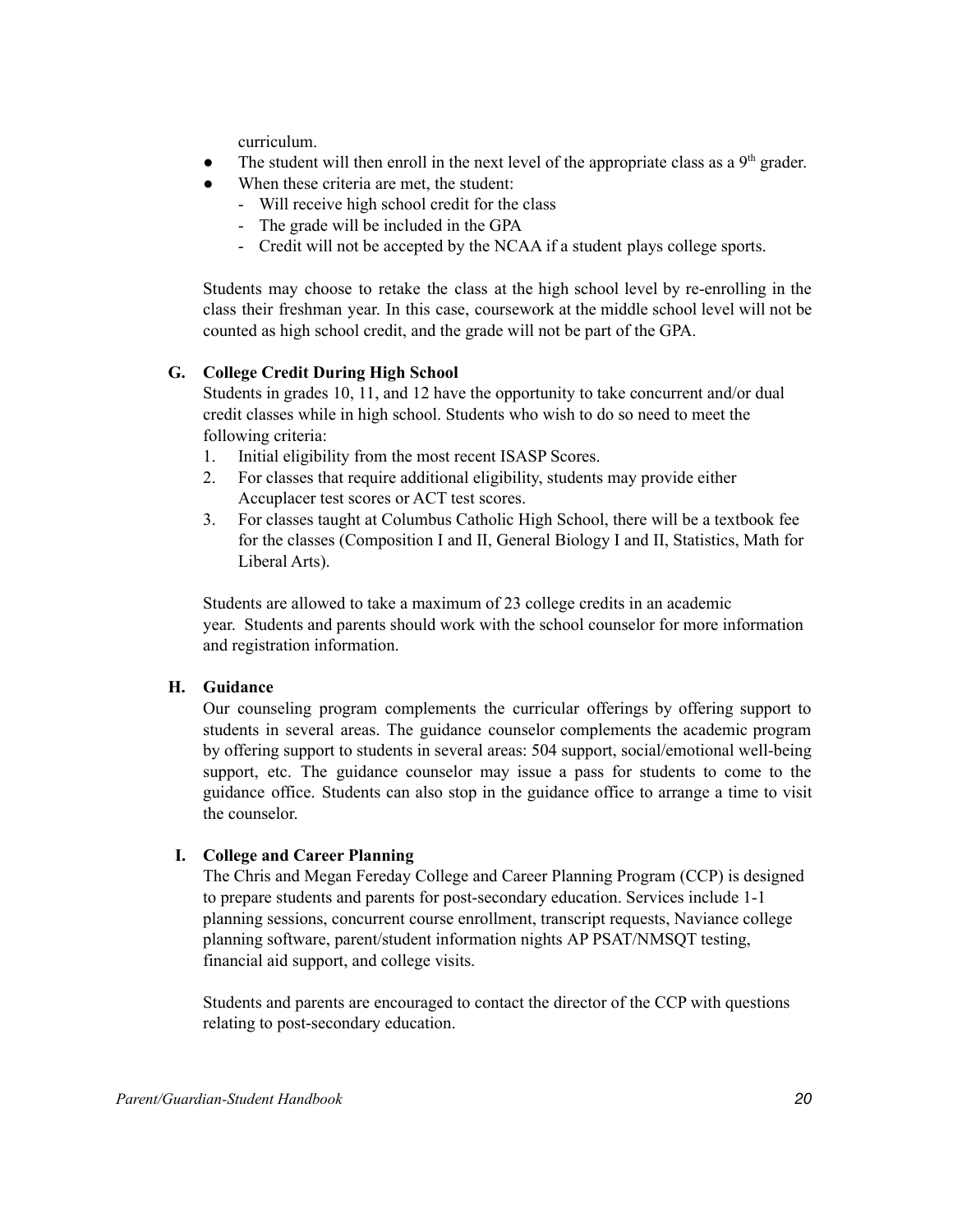curriculum.

- The student will then enroll in the next level of the appropriate class as a 9th grader.
- When these criteria are met, the student:
  - Will receive high school credit for the class
  - The grade will be included in the GPA
  - Credit will not be accepted by the NCAA if a student plays college sports.

Students may choose to retake the class at the high school level by re-enrolling in the class their freshman year. In this case, coursework at the middle school level will not be counted as high school credit, and the grade will not be part of the GPA.

### G. College Credit During High School

Students in grades 10, 11, and 12 have the opportunity to take concurrent and/or dual credit classes while in high school. Students who wish to do so need to meet the following criteria:

1. Initial eligibility from the most recent ISASP Scores.
2. For classes that require additional eligibility, students may provide either Accuplacer test scores or ACT test scores.
3. For classes taught at Columbus Catholic High School, there will be a textbook fee for the classes (Composition I and II, General Biology I and II, Statistics, Math for Liberal Arts).

Students are allowed to take a maximum of 23 college credits in an academic year. Students and parents should work with the school counselor for more information and registration information.

### H. Guidance

Our counseling program complements the curricular offerings by offering support to students in several areas. The guidance counselor complements the academic program by offering support to students in several areas: 504 support, social/emotional well-being support, etc. The guidance counselor may issue a pass for students to come to the guidance office. Students can also stop in the guidance office to arrange a time to visit the counselor.

### I. College and Career Planning

The Chris and Megan Fereday College and Career Planning Program (CCP) is designed to prepare students and parents for post-secondary education. Services include 1-1 planning sessions, concurrent course enrollment, transcript requests, Naviance college planning software, parent/student information nights AP PSAT/NMSQT testing, financial aid support, and college visits.

Students and parents are encouraged to contact the director of the CCP with questions relating to post-secondary education.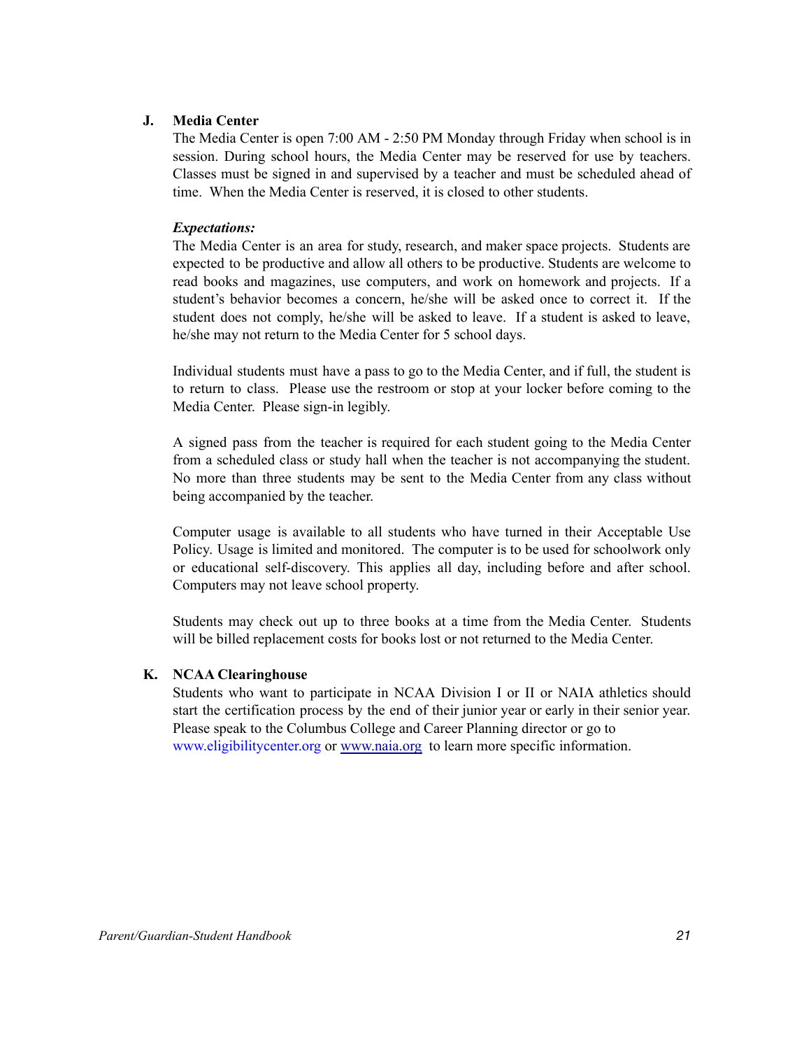## J. Media Center

The Media Center is open 7:00 AM - 2:50 PM Monday through Friday when school is in session. During school hours, the Media Center may be reserved for use by teachers. Classes must be signed in and supervised by a teacher and must be scheduled ahead of time. When the Media Center is reserved, it is closed to other students.

***Expectations:***

The Media Center is an area for study, research, and maker space projects. Students are expected to be productive and allow all others to be productive. Students are welcome to read books and magazines, use computers, and work on homework and projects. If a student's behavior becomes a concern, he/she will be asked once to correct it. If the student does not comply, he/she will be asked to leave. If a student is asked to leave, he/she may not return to the Media Center for 5 school days.

Individual students must have a pass to go to the Media Center, and if full, the student is to return to class. Please use the restroom or stop at your locker before coming to the Media Center. Please sign-in legibly.

A signed pass from the teacher is required for each student going to the Media Center from a scheduled class or study hall when the teacher is not accompanying the student. No more than three students may be sent to the Media Center from any class without being accompanied by the teacher.

Computer usage is available to all students who have turned in their Acceptable Use Policy. Usage is limited and monitored. The computer is to be used for schoolwork only or educational self-discovery. This applies all day, including before and after school. Computers may not leave school property.

Students may check out up to three books at a time from the Media Center. Students will be billed replacement costs for books lost or not returned to the Media Center.

## K. NCAA Clearinghouse

Students who want to participate in NCAA Division I or II or NAIA athletics should start the certification process by the end of their junior year or early in their senior year. Please speak to the Columbus College and Career Planning director or go to www.eligibilitycenter.org or www.naia.org to learn more specific information.